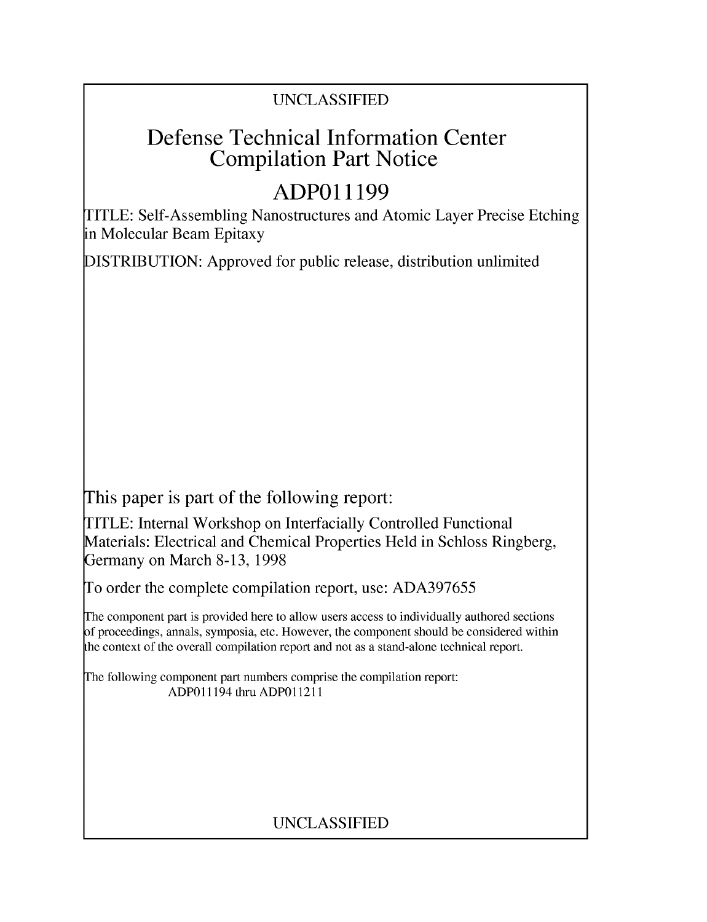UNCLASSIFIED

# Defense Technical Information Center Compilation Part Notice

# ADP011199

TITLE: Self-Assembling Nanostructures and Atomic Layer Precise Etching in Molecular Beam Epitaxy

DISTRIBUTION: Approved for public release, distribution unlimited

This paper is part of the following report:

TITLE: Internal Workshop on Interfacially Controlled Functional Materials: Electrical and Chemical Properties Held in Schloss Ringberg, Germany on March 8-13, 1998

To order the complete compilation report, use: ADA397655

The component part is provided here to allow users access to individually authored sections of proceedings, annals, symposia, etc. However, the component should be considered within the context of the overall compilation report and not as a stand-alone technical report.

The following component part numbers comprise the compilation report:
ADP011194 thru ADP011211

UNCLASSIFIED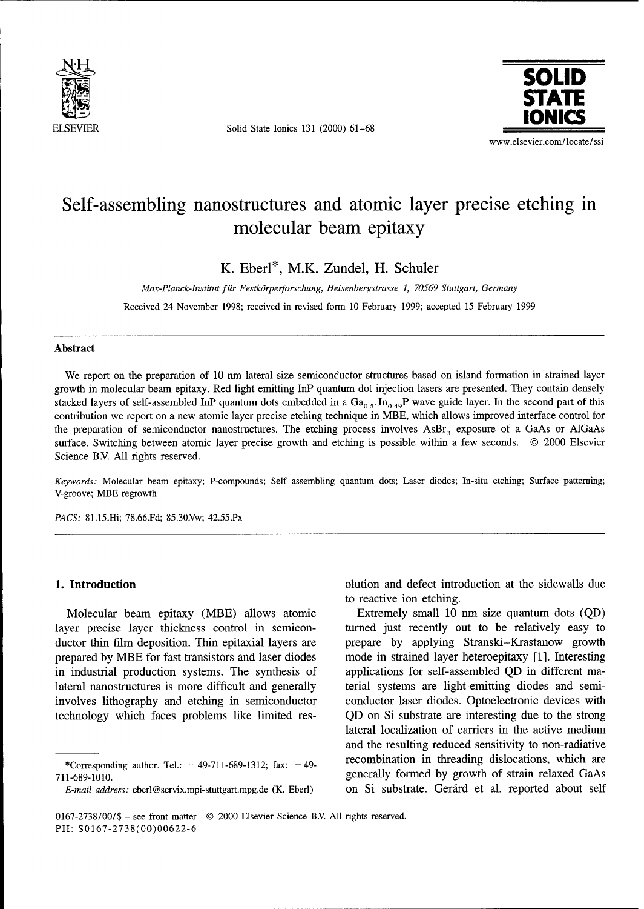# Self-assembling nanostructures and atomic layer precise etching in molecular beam epitaxy

K. Eberl*, M.K. Zundel, H. Schuler

*Max-Planck-Institut für Festkörperforschung, Heisenbergstrasse 1, 70569 Stuttgart, Germany*

Received 24 November 1998; received in revised form 10 February 1999; accepted 15 February 1999

## Abstract

We report on the preparation of 10 nm lateral size semiconductor structures based on island formation in strained layer growth in molecular beam epitaxy. Red light emitting InP quantum dot injection lasers are presented. They contain densely stacked layers of self-assembled InP quantum dots embedded in a $Ga_{0.51}In_{0.49}P$ wave guide layer. In the second part of this contribution we report on a new atomic layer precise etching technique in MBE, which allows improved interface control for the preparation of semiconductor nanostructures. The etching process involves $AsBr_3$ exposure of a GaAs or AlGaAs surface. Switching between atomic layer precise growth and etching is possible within a few seconds. © 2000 Elsevier Science B.V. All rights reserved.

*Keywords:* Molecular beam epitaxy; P-compounds; Self assembling quantum dots; Laser diodes; In-situ etching; Surface patterning; V-groove; MBE regrowth

*PACS:* 81.15.Hi; 78.66.Fd; 85.30.Vw; 42.55.Px

## 1. Introduction

Molecular beam epitaxy (MBE) allows atomic layer precise layer thickness control in semiconductor thin film deposition. Thin epitaxial layers are prepared by MBE for fast transistors and laser diodes in industrial production systems. The synthesis of lateral nanostructures is more difficult and generally involves lithography and etching in semiconductor technology which faces problems like limited resolution and defect introduction at the sidewalls due to reactive ion etching.

Extremely small 10 nm size quantum dots (QD) turned just recently out to be relatively easy to prepare by applying Stranski–Krastanow growth mode in strained layer heteroepitaxy [1]. Interesting applications for self-assembled QD in different material systems are light-emitting diodes and semiconductor laser diodes. Optoelectronic devices with QD on Si substrate are interesting due to the strong lateral localization of carriers in the active medium and the resulting reduced sensitivity to non-radiative recombination in threading dislocations, which are generally formed by growth of strain relaxed GaAs on Si substrate. Gerárd et al. reported about self

*Corresponding author. Tel.: +49-711-689-1312; fax: +49-711-689-1010.

*E-mail address:* eberl@servix.mpi-stuttgart.mpg.de (K. Eberl)

0167-2738/00/$ – see front matter © 2000 Elsevier Science B.V. All rights reserved.
PII: S0167-2738(00)00622-6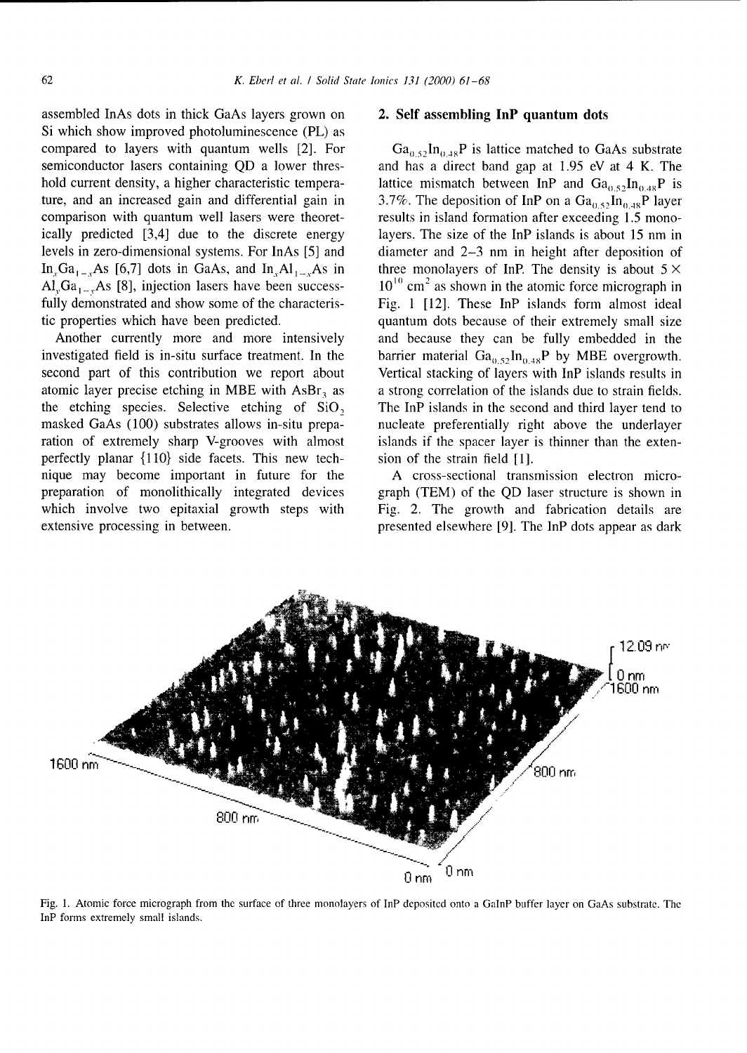assembled InAs dots in thick GaAs layers grown on Si which show improved photoluminescence (PL) as compared to layers with quantum wells [2]. For semiconductor lasers containing QD a lower threshold current density, a higher characteristic temperature, and an increased gain and differential gain in comparison with quantum well lasers were theoretically predicted [3,4] due to the discrete energy levels in zero-dimensional systems. For InAs [5] and $In_xGa_{1-x}As$ [6,7] dots in GaAs, and $In_xAl_{1-x}As$ in $Al_yGa_{1-y}As$ [8], injection lasers have been successfully demonstrated and show some of the characteristic properties which have been predicted.

Another currently more and more intensively investigated field is in-situ surface treatment. In the second part of this contribution we report about atomic layer precise etching in MBE with $AsBr_3$ as the etching species. Selective etching of $SiO_2$ masked GaAs (100) substrates allows in-situ preparation of extremely sharp V-grooves with almost perfectly planar {110} side facets. This new technique may become important in future for the preparation of monolithically integrated devices which involve two epitaxial growth steps with extensive processing in between.

## 2. Self assembling InP quantum dots

$Ga_{0.52}In_{0.48}P$ is lattice matched to GaAs substrate and has a direct band gap at 1.95 eV at 4 K. The lattice mismatch between InP and $Ga_{0.52}In_{0.48}P$ is 3.7%. The deposition of InP on a $Ga_{0.52}In_{0.48}P$ layer results in island formation after exceeding 1.5 monolayers. The size of the InP islands is about 15 nm in diameter and 2–3 nm in height after deposition of three monolayers of InP. The density is about $5 \times 10^{10}$ $cm^2$ as shown in the atomic force micrograph in Fig. 1 [12]. These InP islands form almost ideal quantum dots because of their extremely small size and because they can be fully embedded in the barrier material $Ga_{0.52}In_{0.48}P$ by MBE overgrowth. Vertical stacking of layers with InP islands results in a strong correlation of the islands due to strain fields. The InP islands in the second and third layer tend to nucleate preferentially right above the underlayer islands if the spacer layer is thinner than the extension of the strain field [1].

A cross-sectional transmission electron micrograph (TEM) of the QD laser structure is shown in Fig. 2. The growth and fabrication details are presented elsewhere [9]. The InP dots appear as dark

Fig. 1. Atomic force micrograph from the surface of three monolayers of InP deposited onto a GaInP buffer layer on GaAs substrate. The InP forms extremely small islands.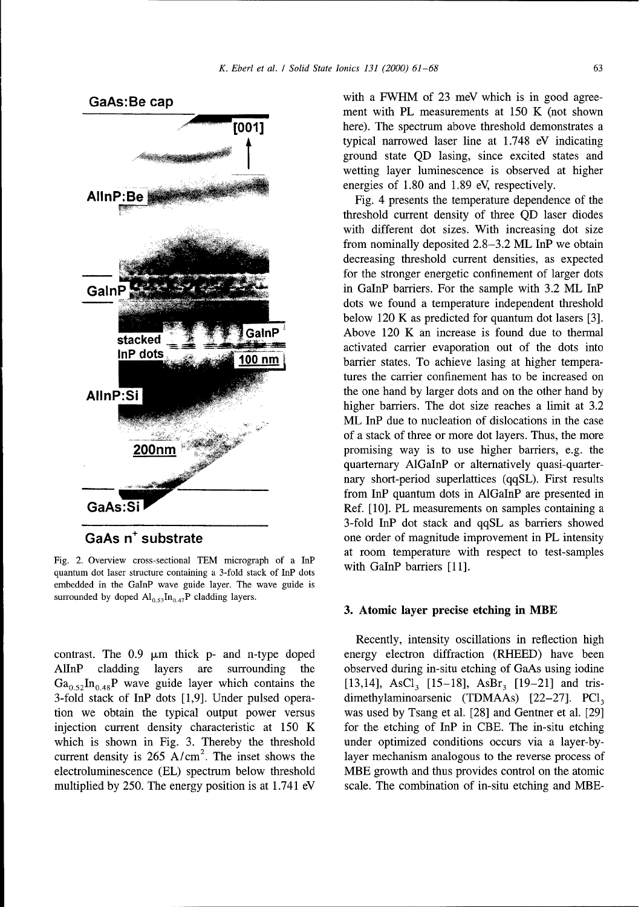Fig. 2. Overview cross-sectional TEM micrograph of a InP quantum dot laser structure containing a 3-fold stack of InP dots embedded in the GaInP wave guide layer. The wave guide is surrounded by doped $Al_{0.53}In_{0.47}P$ cladding layers.

contrast. The 0.9 μm thick p- and n-type doped AlInP cladding layers are surrounding the $Ga_{0.52}In_{0.48}P$ wave guide layer which contains the 3-fold stack of InP dots [1,9]. Under pulsed operation we obtain the typical output power versus injection current density characteristic at 150 K which is shown in Fig. 3. Thereby the threshold current density is 265 $A/cm^2$. The inset shows the electroluminescence (EL) spectrum below threshold multiplied by 250. The energy position is at 1.741 eV with a FWHM of 23 meV which is in good agreement with PL measurements at 150 K (not shown here). The spectrum above threshold demonstrates a typical narrowed laser line at 1.748 eV indicating ground state QD lasing, since excited states and wetting layer luminescence is observed at higher energies of 1.80 and 1.89 eV, respectively.

Fig. 4 presents the temperature dependence of the threshold current density of three QD laser diodes with different dot sizes. With increasing dot size from nominally deposited 2.8–3.2 ML InP we obtain decreasing threshold current densities, as expected for the stronger energetic confinement of larger dots in GaInP barriers. For the sample with 3.2 ML InP dots we found a temperature independent threshold below 120 K as predicted for quantum dot lasers [3]. Above 120 K an increase is found due to thermal activated carrier evaporation out of the dots into barrier states. To achieve lasing at higher temperatures the carrier confinement has to be increased on the one hand by larger dots and on the other hand by higher barriers. The dot size reaches a limit at 3.2 ML InP due to nucleation of dislocations in the case of a stack of three or more dot layers. Thus, the more promising way is to use higher barriers, e.g. the quarternary AlGaInP or alternatively quasi-quarternary short-period superlattices (qqSL). First results from InP quantum dots in AlGaInP are presented in Ref. [10]. PL measurements on samples containing a 3-fold InP dot stack and qqSL as barriers showed one order of magnitude improvement in PL intensity at room temperature with respect to test-samples with GaInP barriers [11].

## 3. Atomic layer precise etching in MBE

Recently, intensity oscillations in reflection high energy electron diffraction (RHEED) have been observed during in-situ etching of GaAs using iodine [13,14], $AsCl_3$ [15–18], $AsBr_3$ [19–21] and tris-dimethylaminoarsenic (TDMAAs) [22–27]. $PCl_3$ was used by Tsang et al. [28] and Gentner et al. [29] for the etching of InP in CBE. The in-situ etching under optimized conditions occurs via a layer-by-layer mechanism analogous to the reverse process of MBE growth and thus provides control on the atomic scale. The combination of in-situ etching and MBE-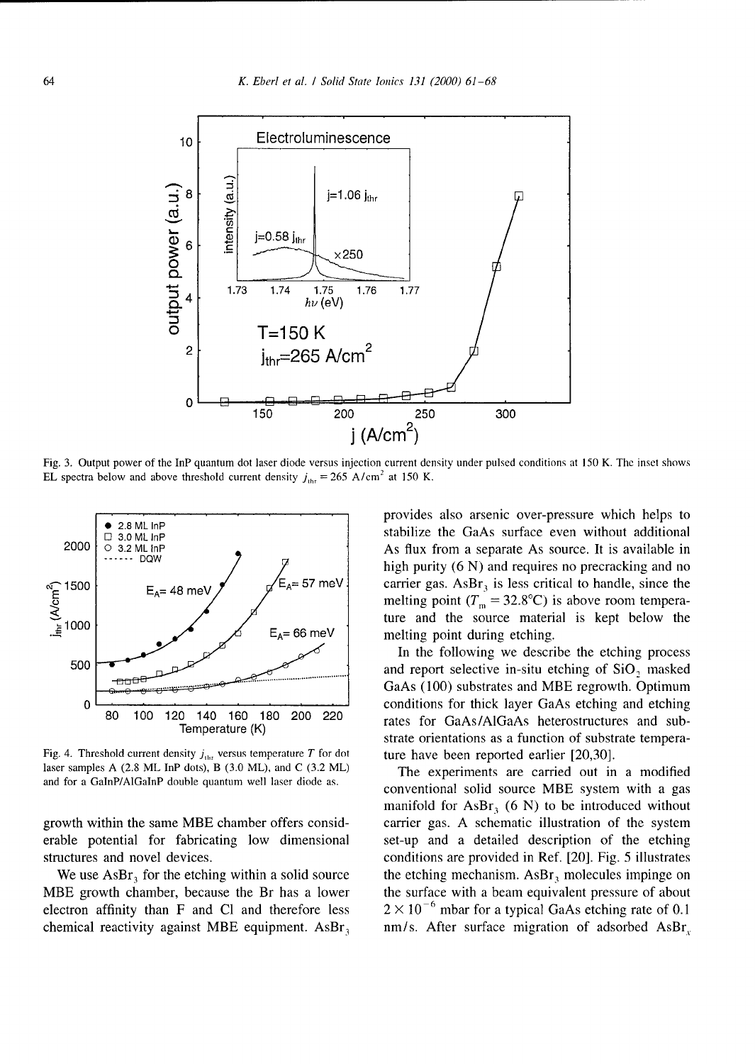Fig. 3. Output power of the InP quantum dot laser diode versus injection current density under pulsed conditions at 150 K. The inset shows EL spectra below and above threshold current density $j_{thr} = 265$ A/cm$^2$ at 150 K.

Fig. 4. Threshold current density $j_{thr}$ versus temperature $T$ for dot laser samples A (2.8 ML InP dots), B (3.0 ML), and C (3.2 ML) and for a GaInP/AlGaInP double quantum well laser diode as.

growth within the same MBE chamber offers considerable potential for fabricating low dimensional structures and novel devices.

We use $AsBr_3$ for the etching within a solid source MBE growth chamber, because the Br has a lower electron affinity than F and Cl and therefore less chemical reactivity against MBE equipment. $AsBr_3$ provides also arsenic over-pressure which helps to stabilize the GaAs surface even without additional As flux from a separate As source. It is available in high purity (6 N) and requires no precracking and no carrier gas. $AsBr_3$ is less critical to handle, since the melting point ($T_m = 32.8$°C) is above room temperature and the source material is kept below the melting point during etching.

In the following we describe the etching process and report selective in-situ etching of $SiO_2$ masked GaAs (100) substrates and MBE regrowth. Optimum conditions for thick layer GaAs etching and etching rates for GaAs/AlGaAs heterostructures and substrate orientations as a function of substrate temperature have been reported earlier [20,30].

The experiments are carried out in a modified conventional solid source MBE system with a gas manifold for $AsBr_3$ (6 N) to be introduced without carrier gas. A schematic illustration of the system set-up and a detailed description of the etching conditions are provided in Ref. [20]. Fig. 5 illustrates the etching mechanism. $AsBr_3$ molecules impinge on the surface with a beam equivalent pressure of about $2 \times 10^{-6}$ mbar for a typical GaAs etching rate of 0.1 nm/s. After surface migration of adsorbed $AsBr_x$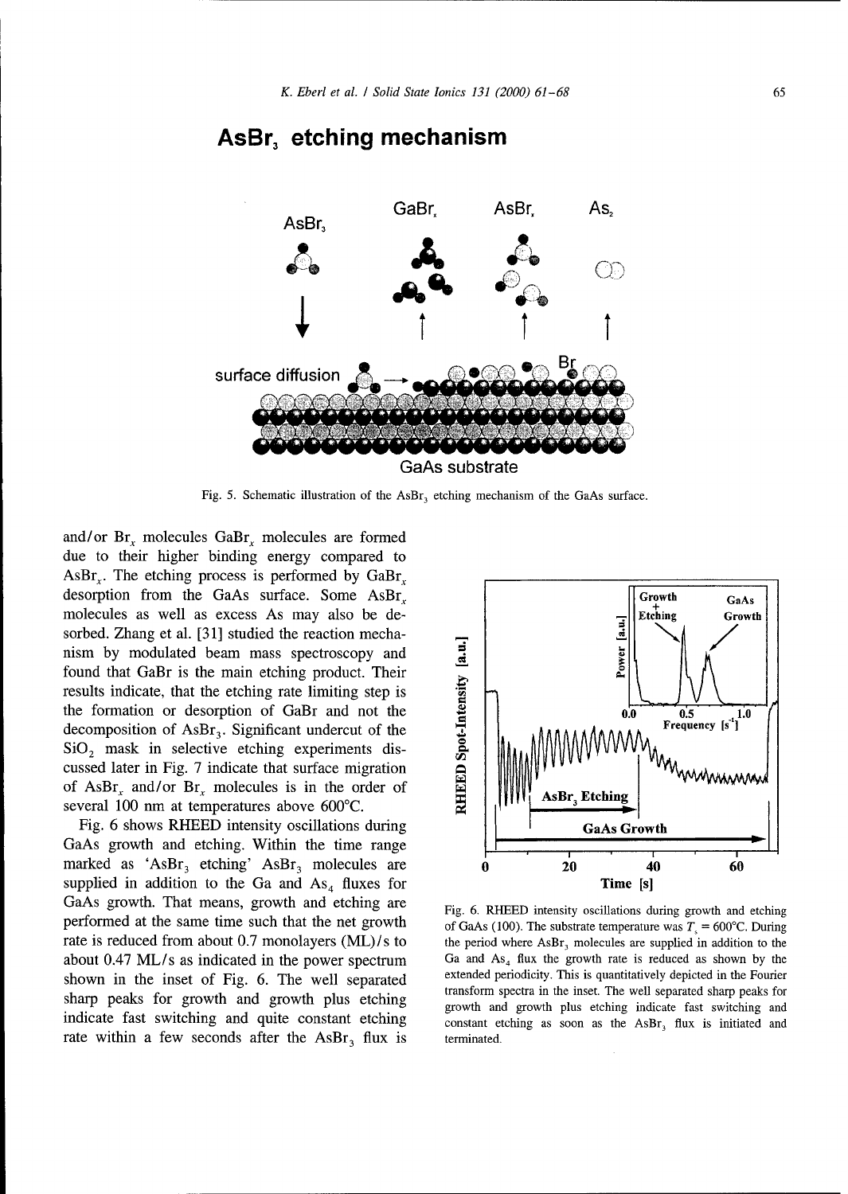Fig. 5. Schematic illustration of the $AsBr_3$ etching mechanism of the GaAs surface.

and/or $Br_x$ molecules $GaBr_x$ molecules are formed due to their higher binding energy compared to $AsBr_x$. The etching process is performed by $GaBr_x$ desorption from the GaAs surface. Some $AsBr_x$ molecules as well as excess As may also be desorbed. Zhang et al. [31] studied the reaction mechanism by modulated beam mass spectroscopy and found that GaBr is the main etching product. Their results indicate, that the etching rate limiting step is the formation or desorption of GaBr and not the decomposition of $AsBr_3$. Significant undercut of the $SiO_2$ mask in selective etching experiments discussed later in Fig. 7 indicate that surface migration of $AsBr_x$ and/or $Br_x$ molecules is in the order of several 100 nm at temperatures above 600°C.

Fig. 6 shows RHEED intensity oscillations during GaAs growth and etching. Within the time range marked as '$AsBr_3$ etching' $AsBr_3$ molecules are supplied in addition to the Ga and $As_4$ fluxes for GaAs growth. That means, growth and etching are performed at the same time such that the net growth rate is reduced from about 0.7 monolayers (ML)/s to about 0.47 ML/s as indicated in the power spectrum shown in the inset of Fig. 6. The well separated sharp peaks for growth and growth plus etching indicate fast switching and quite constant etching rate within a few seconds after the $AsBr_3$ flux is

Fig. 6. RHEED intensity oscillations during growth and etching of GaAs (100). The substrate temperature was $T_s = 600$°C. During the period where $AsBr_3$ molecules are supplied in addition to the Ga and $As_4$ flux the growth rate is reduced as shown by the extended periodicity. This is quantitatively depicted in the Fourier transform spectra in the inset. The well separated sharp peaks for growth and growth plus etching indicate fast switching and constant etching as soon as the $AsBr_3$ flux is initiated and terminated.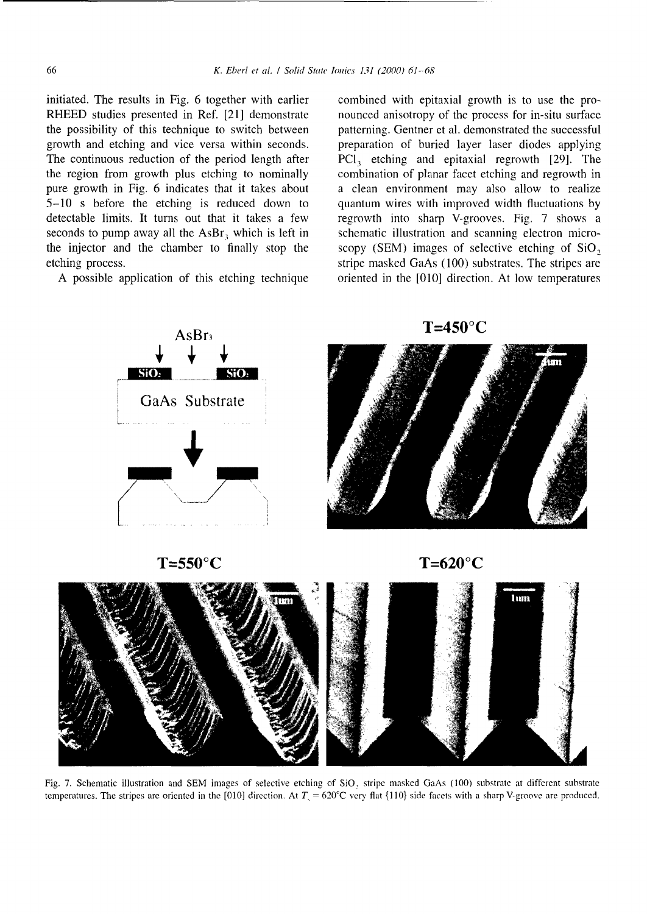initiated. The results in Fig. 6 together with earlier RHEED studies presented in Ref. [21] demonstrate the possibility of this technique to switch between growth and etching and vice versa within seconds. The continuous reduction of the period length after the region from growth plus etching to nominally pure growth in Fig. 6 indicates that it takes about 5–10 s before the etching is reduced down to detectable limits. It turns out that it takes a few seconds to pump away all the $AsBr_3$ which is left in the injector and the chamber to finally stop the etching process.

A possible application of this etching technique combined with epitaxial growth is to use the pronounced anisotropy of the process for in-situ surface patterning. Gentner et al. demonstrated the successful preparation of buried layer laser diodes applying $PCl_3$ etching and epitaxial regrowth [29]. The combination of planar facet etching and regrowth in a clean environment may also allow to realize quantum wires with improved width fluctuations by regrowth into sharp V-grooves. Fig. 7 shows a schematic illustration and scanning electron microscopy (SEM) images of selective etching of $SiO_2$ stripe masked GaAs (100) substrates. The stripes are oriented in the [010] direction. At low temperatures

Fig. 7. Schematic illustration and SEM images of selective etching of $SiO_2$ stripe masked GaAs (100) substrate at different substrate temperatures. The stripes are oriented in the [010] direction. At $T_s = 620°C$ very flat {110} side facets with a sharp V-groove are produced.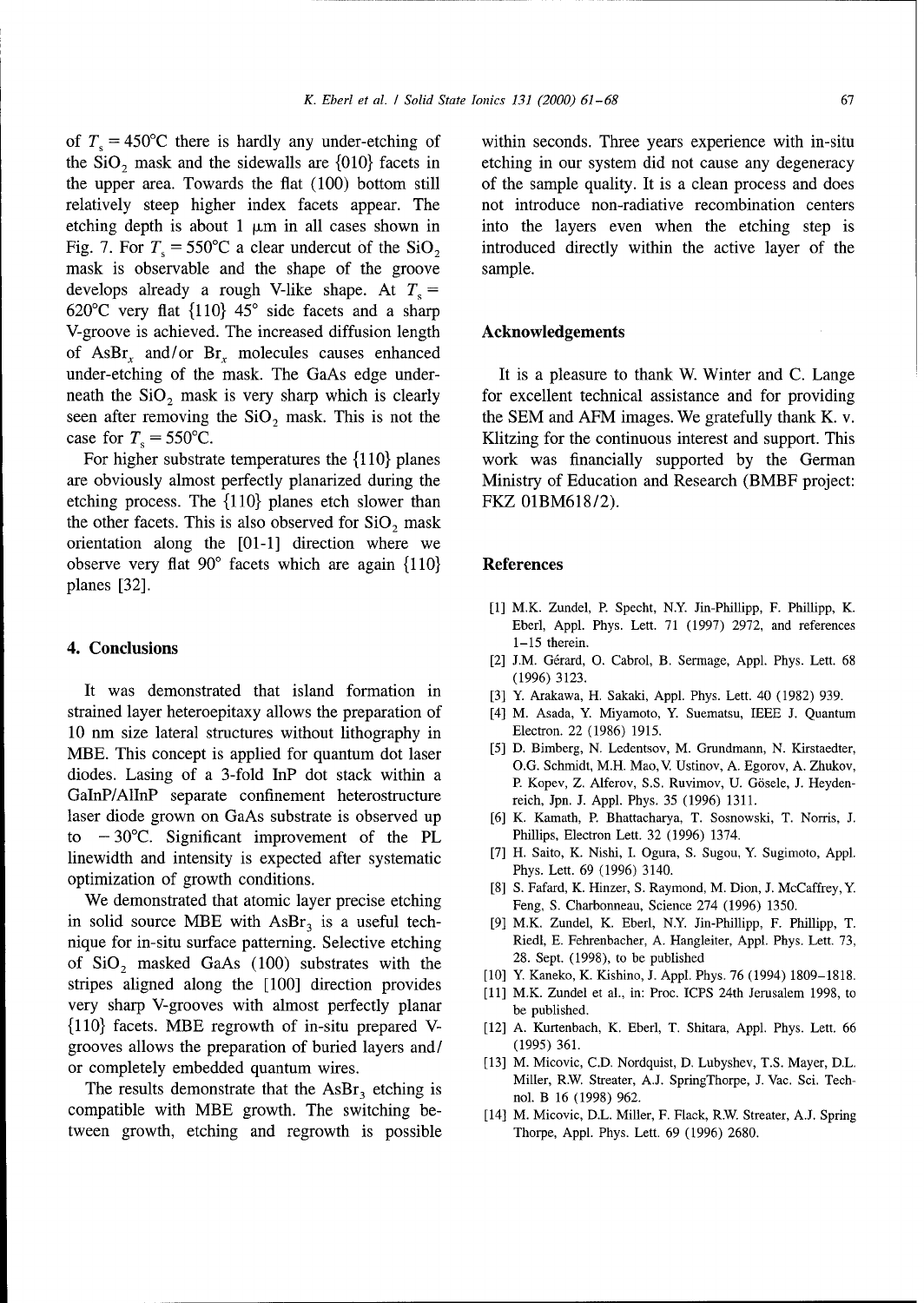of $T_s = 450°C$ there is hardly any under-etching of the $SiO_2$ mask and the sidewalls are {010} facets in the upper area. Towards the flat (100) bottom still relatively steep higher index facets appear. The etching depth is about 1 μm in all cases shown in Fig. 7. For $T_s = 550°C$ a clear undercut of the $SiO_2$ mask is observable and the shape of the groove develops already a rough V-like shape. At $T_s = 620°C$ very flat {110} 45° side facets and a sharp V-groove is achieved. The increased diffusion length of $AsBr_x$ and/or $Br_x$ molecules causes enhanced under-etching of the mask. The GaAs edge underneath the $SiO_2$ mask is very sharp which is clearly seen after removing the $SiO_2$ mask. This is not the case for $T_s = 550°C$.

For higher substrate temperatures the {110} planes are obviously almost perfectly planarized during the etching process. The {110} planes etch slower than the other facets. This is also observed for $SiO_2$ mask orientation along the [01-1] direction where we observe very flat 90° facets which are again {110} planes [32].

## 4. Conclusions

It was demonstrated that island formation in strained layer heteroepitaxy allows the preparation of 10 nm size lateral structures without lithography in MBE. This concept is applied for quantum dot laser diodes. Lasing of a 3-fold InP dot stack within a GaInP/AlInP separate confinement heterostructure laser diode grown on GaAs substrate is observed up to −30°C. Significant improvement of the PL linewidth and intensity is expected after systematic optimization of growth conditions.

We demonstrated that atomic layer precise etching in solid source MBE with $AsBr_3$ is a useful technique for in-situ surface patterning. Selective etching of $SiO_2$ masked GaAs (100) substrates with the stripes aligned along the [100] direction provides very sharp V-grooves with almost perfectly planar {110} facets. MBE regrowth of in-situ prepared V-grooves allows the preparation of buried layers and/or completely embedded quantum wires.

The results demonstrate that the $AsBr_3$ etching is compatible with MBE growth. The switching between growth, etching and regrowth is possible within seconds. Three years experience with in-situ etching in our system did not cause any degeneracy of the sample quality. It is a clean process and does not introduce non-radiative recombination centers into the layers even when the etching step is introduced directly within the active layer of the sample.

## Acknowledgements

It is a pleasure to thank W. Winter and C. Lange for excellent technical assistance and for providing the SEM and AFM images. We gratefully thank K. v. Klitzing for the continuous interest and support. This work was financially supported by the German Ministry of Education and Research (BMBF project: FKZ 01BM618/2).

## References

[1] M.K. Zundel, P. Specht, N.Y. Jin-Phillipp, F. Phillipp, K. Eberl, Appl. Phys. Lett. 71 (1997) 2972, and references 1–15 therein.

[2] J.M. Gérard, O. Cabrol, B. Sermage, Appl. Phys. Lett. 68 (1996) 3123.

[3] Y. Arakawa, H. Sakaki, Appl. Phys. Lett. 40 (1982) 939.

[4] M. Asada, Y. Miyamoto, Y. Suematsu, IEEE J. Quantum Electron. 22 (1986) 1915.

[5] D. Bimberg, N. Ledentsov, M. Grundmann, N. Kirstaedter, O.G. Schmidt, M.H. Mao, V. Ustinov, A. Egorov, A. Zhukov, P. Kopev, Z. Alferov, S.S. Ruvimov, U. Gösele, J. Heydenreich, Jpn. J. Appl. Phys. 35 (1996) 1311.

[6] K. Kamath, P. Bhattacharya, T. Sosnowski, T. Norris, J. Phillips, Electron Lett. 32 (1996) 1374.

[7] H. Saito, K. Nishi, I. Ogura, S. Sugou, Y. Sugimoto, Appl. Phys. Lett. 69 (1996) 3140.

[8] S. Fafard, K. Hinzer, S. Raymond, M. Dion, J. McCaffrey, Y. Feng, S. Charbonneau, Science 274 (1996) 1350.

[9] M.K. Zundel, K. Eberl, N.Y. Jin-Phillipp, F. Phillipp, T. Riedl, E. Fehrenbacher, A. Hangleiter, Appl. Phys. Lett. 73, 28. Sept. (1998), to be published

[10] Y. Kaneko, K. Kishino, J. Appl. Phys. 76 (1994) 1809–1818.

[11] M.K. Zundel et al., in: Proc. ICPS 24th Jerusalem 1998, to be published.

[12] A. Kurtenbach, K. Eberl, T. Shitara, Appl. Phys. Lett. 66 (1995) 361.

[13] M. Micovic, C.D. Nordquist, D. Lubyshev, T.S. Mayer, D.L. Miller, R.W. Streater, A.J. SpringThorpe, J. Vac. Sci. Technol. B 16 (1998) 962.

[14] M. Micovic, D.L. Miller, F. Flack, R.W. Streater, A.J. Spring Thorpe, Appl. Phys. Lett. 69 (1996) 2680.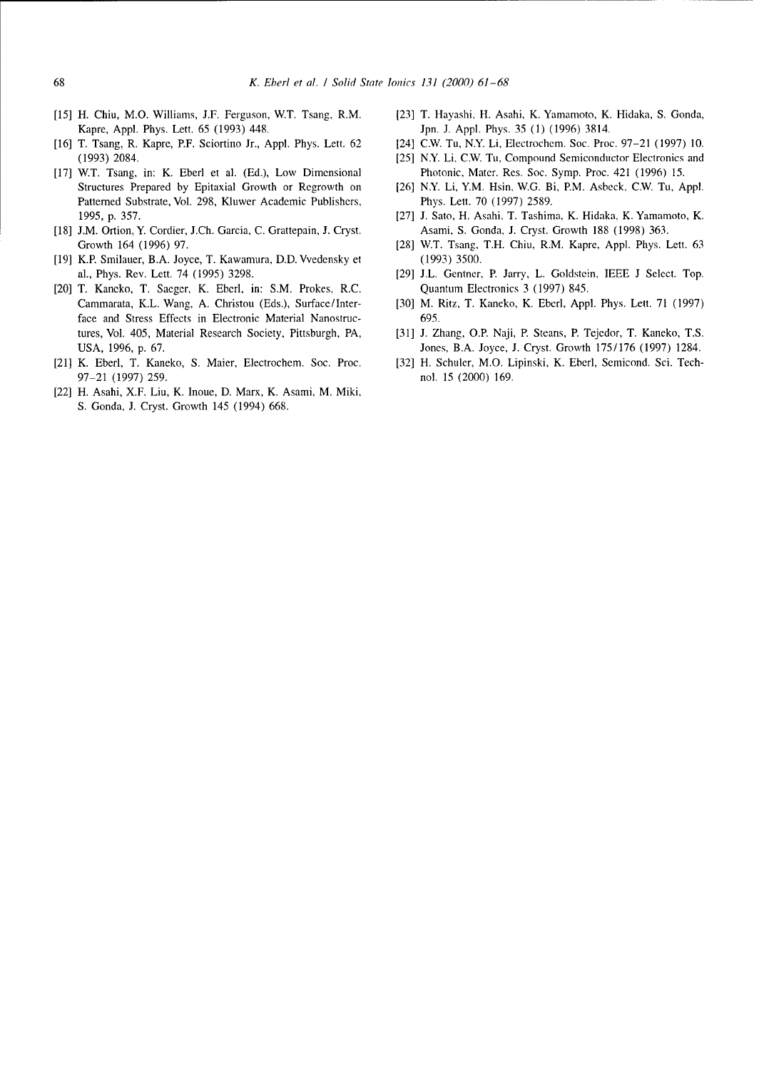[15] H. Chiu, M.O. Williams, J.F. Ferguson, W.T. Tsang, R.M. Kapre, Appl. Phys. Lett. 65 (1993) 448.

[16] T. Tsang, R. Kapre, P.F. Sciortino Jr., Appl. Phys. Lett. 62 (1993) 2084.

[17] W.T. Tsang, in: K. Eberl et al. (Ed.), Low Dimensional Structures Prepared by Epitaxial Growth or Regrowth on Patterned Substrate, Vol. 298, Kluwer Academic Publishers, 1995, p. 357.

[18] J.M. Ortion, Y. Cordier, J.Ch. Garcia, C. Grattepain, J. Cryst. Growth 164 (1996) 97.

[19] K.P. Smilauer, B.A. Joyce, T. Kawamura, D.D. Vvedensky et al., Phys. Rev. Lett. 74 (1995) 3298.

[20] T. Kaneko, T. Saeger, K. Eberl, in: S.M. Prokes, R.C. Cammarata, K.L. Wang, A. Christou (Eds.), Surface/Interface and Stress Effects in Electronic Material Nanostructures, Vol. 405, Material Research Society, Pittsburgh, PA, USA, 1996, p. 67.

[21] K. Eberl, T. Kaneko, S. Maier, Electrochem. Soc. Proc. 97-21 (1997) 259.

[22] H. Asahi, X.F. Liu, K. Inoue, D. Marx, K. Asami, M. Miki, S. Gonda, J. Cryst. Growth 145 (1994) 668.

[23] T. Hayashi, H. Asahi, K. Yamamoto, K. Hidaka, S. Gonda, Jpn. J. Appl. Phys. 35 (1) (1996) 3814.

[24] C.W. Tu, N.Y. Li, Electrochem. Soc. Proc. 97-21 (1997) 10.

[25] N.Y. Li, C.W. Tu, Compound Semiconductor Electronics and Photonic, Mater. Res. Soc. Symp. Proc. 421 (1996) 15.

[26] N.Y. Li, Y.M. Hsin, W.G. Bi, P.M. Asbeck, C.W. Tu, Appl. Phys. Lett. 70 (1997) 2589.

[27] J. Sato, H. Asahi, T. Tashima, K. Hidaka, K. Yamamoto, K. Asami, S. Gonda, J. Cryst. Growth 188 (1998) 363.

[28] W.T. Tsang, T.H. Chiu, R.M. Kapre, Appl. Phys. Lett. 63 (1993) 3500.

[29] J.L. Gentner, P. Jarry, L. Goldstein, IEEE J Select. Top. Quantum Electronics 3 (1997) 845.

[30] M. Ritz, T. Kaneko, K. Eberl, Appl. Phys. Lett. 71 (1997) 695.

[31] J. Zhang, O.P. Naji, P. Steans, P. Tejedor, T. Kaneko, T.S. Jones, B.A. Joyce, J. Cryst. Growth 175/176 (1997) 1284.

[32] H. Schuler, M.O. Lipinski, K. Eberl, Semicond. Sci. Technol. 15 (2000) 169.